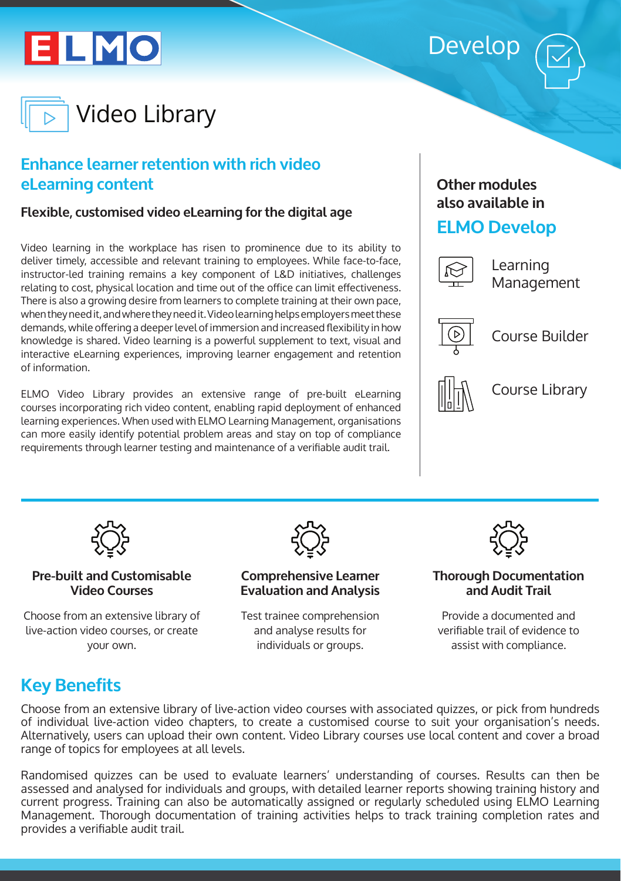ELMO

Develop

# Video Library

## Enhance learner retention with rich video eLearning content

**Flexible, customised video eLearning for the digital age**

Video learning in the workplace has risen to prominence due to its ability to deliver timely, accessible and relevant training to employees. While face-to-face, instructor-led training remains a key component of L&D initiatives, challenges relating to cost, physical location and time out of the office can limit effectiveness. There is also a growing desire from learners to complete training at their own pace, when they need it, and where they need it. Video learning helps employers meet these demands, while offering a deeper level of immersion and increased flexibility in how knowledge is shared. Video learning is a powerful supplement to text, visual and interactive eLearning experiences, improving learner engagement and retention of information.

ELMO Video Library provides an extensive range of pre-built eLearning courses incorporating rich video content, enabling rapid deployment of enhanced learning experiences. When used with ELMO Learning Management, organisations can more easily identify potential problem areas and stay on top of compliance requirements through learner testing and maintenance of a verifiable audit trail.

**Other modules also available in**

### ELMO Develop

- Learning Management
- Course Builder
- Course Library

### Pre-built and Customisable Video Courses

Choose from an extensive library of live-action video courses, or create your own.

### Comprehensive Learner Evaluation and Analysis

Test trainee comprehension and analyse results for individuals or groups.

### Thorough Documentation and Audit Trail

Provide a documented and verifiable trail of evidence to assist with compliance.

## Key Benefits

Choose from an extensive library of live-action video courses with associated quizzes, or pick from hundreds of individual live-action video chapters, to create a customised course to suit your organisation's needs. Alternatively, users can upload their own content. Video Library courses use local content and cover a broad range of topics for employees at all levels.

Randomised quizzes can be used to evaluate learners' understanding of courses. Results can then be assessed and analysed for individuals and groups, with detailed learner reports showing training history and current progress. Training can also be automatically assigned or regularly scheduled using ELMO Learning Management. Thorough documentation of training activities helps to track training completion rates and provides a verifiable audit trail.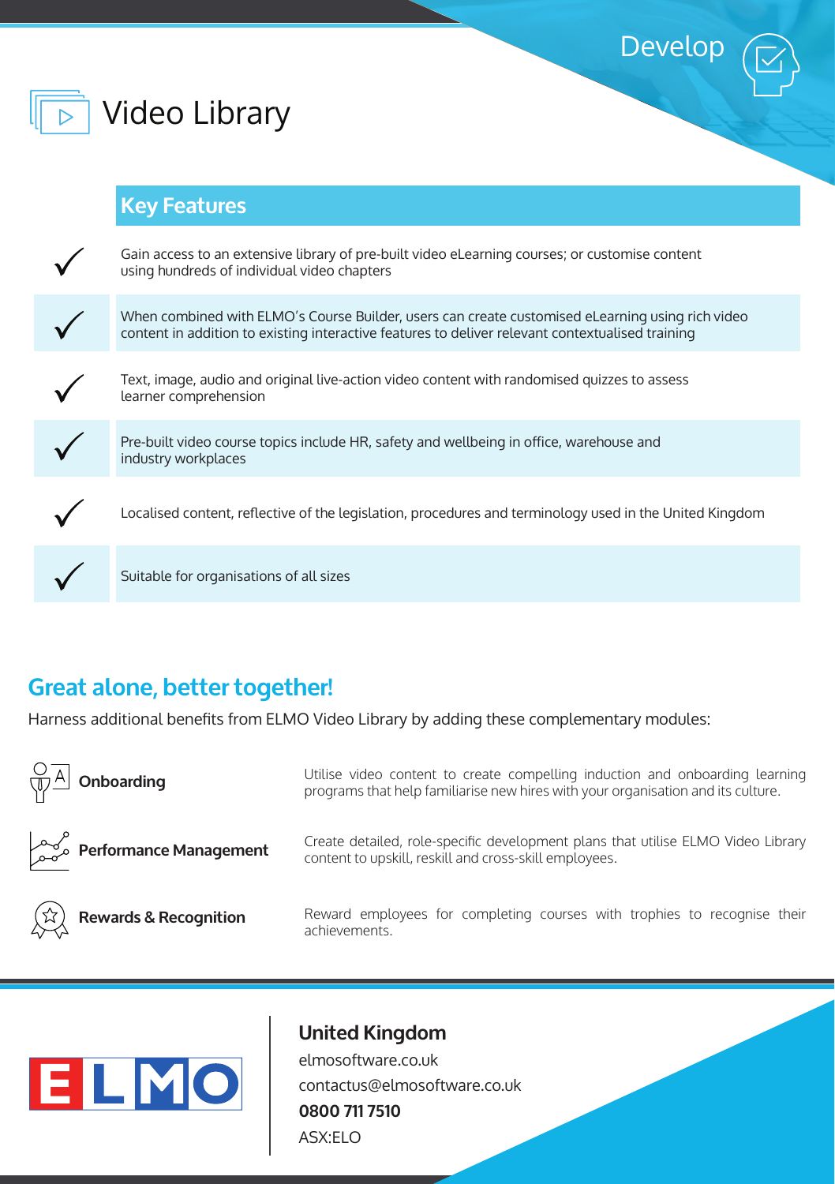Develop

# Video Library

## Key Features

- ✓ Gain access to an extensive library of pre-built video eLearning courses; or customise content using hundreds of individual video chapters
- ✓ When combined with ELMO's Course Builder, users can create customised eLearning using rich video content in addition to existing interactive features to deliver relevant contextualised training
- ✓ Text, image, audio and original live-action video content with randomised quizzes to assess learner comprehension
- ✓ Pre-built video course topics include HR, safety and wellbeing in office, warehouse and industry workplaces
- ✓ Localised content, reflective of the legislation, procedures and terminology used in the United Kingdom
- ✓ Suitable for organisations of all sizes

## Great alone, better together!

Harness additional benefits from ELMO Video Library by adding these complementary modules:

| | |
|---|---|
| **Onboarding** | Utilise video content to create compelling induction and onboarding learning programs that help familiarise new hires with your organisation and its culture. |
| **Performance Management** | Create detailed, role-specific development plans that utilise ELMO Video Library content to upskill, reskill and cross-skill employees. |
| **Rewards & Recognition** | Reward employees for completing courses with trophies to recognise their achievements. |

ELMO

**United Kingdom**
elmosoftware.co.uk
contactus@elmosoftware.co.uk
**0800 711 7510**
ASX:ELO